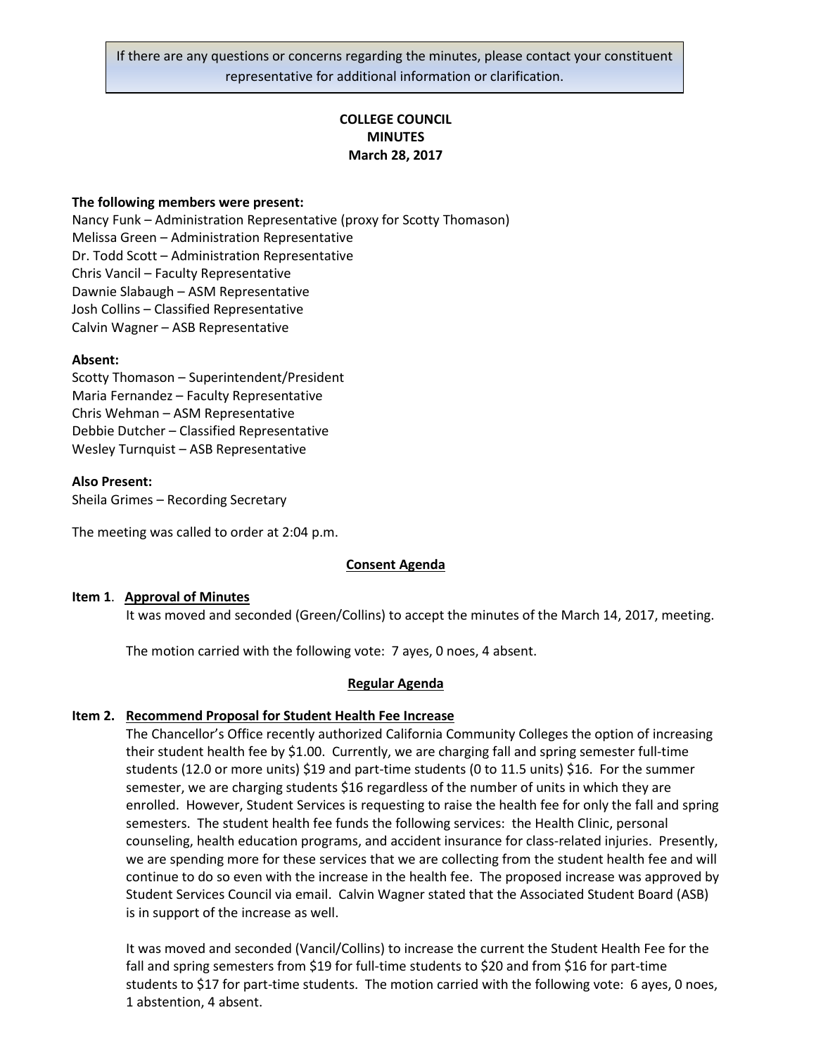> If there are any questions or concerns regarding the minutes, please contact your constituent representative for additional information or clarification.

# COLLEGE COUNCIL
# MINUTES
# March 28, 2017

**The following members were present:**

Nancy Funk – Administration Representative (proxy for Scotty Thomason)
Melissa Green – Administration Representative
Dr. Todd Scott – Administration Representative
Chris Vancil – Faculty Representative
Dawnie Slabaugh – ASM Representative
Josh Collins – Classified Representative
Calvin Wagner – ASB Representative

**Absent:**

Scotty Thomason – Superintendent/President
Maria Fernandez – Faculty Representative
Chris Wehman – ASM Representative
Debbie Dutcher – Classified Representative
Wesley Turnquist – ASB Representative

**Also Present:**

Sheila Grimes – Recording Secretary

The meeting was called to order at 2:04 p.m.

## Consent Agenda

**Item 1. Approval of Minutes**

It was moved and seconded (Green/Collins) to accept the minutes of the March 14, 2017, meeting.

The motion carried with the following vote: 7 ayes, 0 noes, 4 absent.

## Regular Agenda

**Item 2. Recommend Proposal for Student Health Fee Increase**

The Chancellor's Office recently authorized California Community Colleges the option of increasing their student health fee by $1.00. Currently, we are charging fall and spring semester full-time students (12.0 or more units) $19 and part-time students (0 to 11.5 units) $16. For the summer semester, we are charging students $16 regardless of the number of units in which they are enrolled. However, Student Services is requesting to raise the health fee for only the fall and spring semesters. The student health fee funds the following services: the Health Clinic, personal counseling, health education programs, and accident insurance for class-related injuries. Presently, we are spending more for these services that we are collecting from the student health fee and will continue to do so even with the increase in the health fee. The proposed increase was approved by Student Services Council via email. Calvin Wagner stated that the Associated Student Board (ASB) is in support of the increase as well.

It was moved and seconded (Vancil/Collins) to increase the current the Student Health Fee for the fall and spring semesters from $19 for full-time students to $20 and from $16 for part-time students to $17 for part-time students. The motion carried with the following vote: 6 ayes, 0 noes, 1 abstention, 4 absent.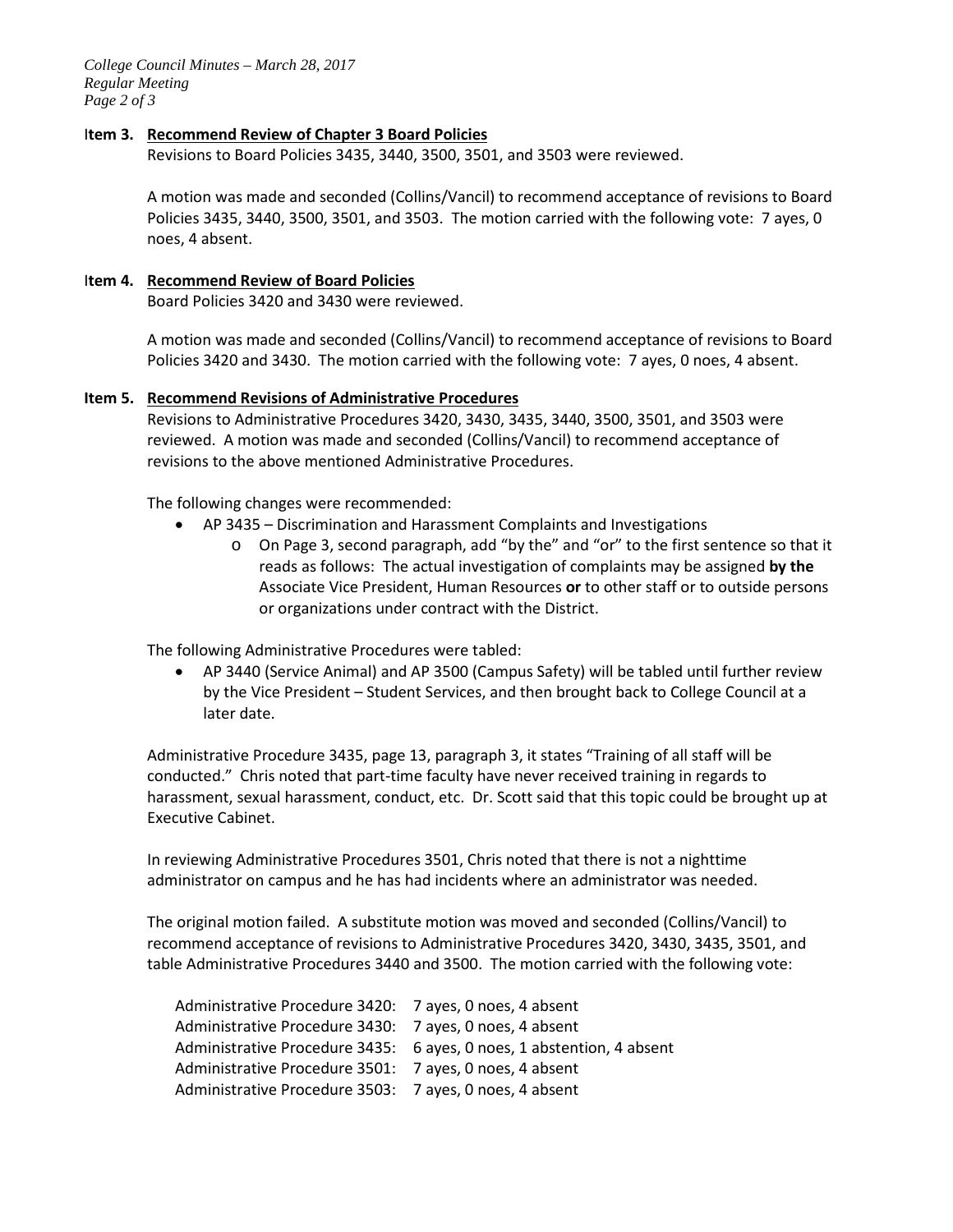**Item 3. Recommend Review of Chapter 3 Board Policies**

Revisions to Board Policies 3435, 3440, 3500, 3501, and 3503 were reviewed.

A motion was made and seconded (Collins/Vancil) to recommend acceptance of revisions to Board Policies 3435, 3440, 3500, 3501, and 3503. The motion carried with the following vote: 7 ayes, 0 noes, 4 absent.

**Item 4. Recommend Review of Board Policies**

Board Policies 3420 and 3430 were reviewed.

A motion was made and seconded (Collins/Vancil) to recommend acceptance of revisions to Board Policies 3420 and 3430. The motion carried with the following vote: 7 ayes, 0 noes, 4 absent.

**Item 5. Recommend Revisions of Administrative Procedures**

Revisions to Administrative Procedures 3420, 3430, 3435, 3440, 3500, 3501, and 3503 were reviewed. A motion was made and seconded (Collins/Vancil) to recommend acceptance of revisions to the above mentioned Administrative Procedures.

The following changes were recommended:

- AP 3435 – Discrimination and Harassment Complaints and Investigations
  - On Page 3, second paragraph, add "by the" and "or" to the first sentence so that it reads as follows: The actual investigation of complaints may be assigned **by the** Associate Vice President, Human Resources **or** to other staff or to outside persons or organizations under contract with the District.

The following Administrative Procedures were tabled:

- AP 3440 (Service Animal) and AP 3500 (Campus Safety) will be tabled until further review by the Vice President – Student Services, and then brought back to College Council at a later date.

Administrative Procedure 3435, page 13, paragraph 3, it states "Training of all staff will be conducted." Chris noted that part-time faculty have never received training in regards to harassment, sexual harassment, conduct, etc. Dr. Scott said that this topic could be brought up at Executive Cabinet.

In reviewing Administrative Procedures 3501, Chris noted that there is not a nighttime administrator on campus and he has had incidents where an administrator was needed.

The original motion failed. A substitute motion was moved and seconded (Collins/Vancil) to recommend acceptance of revisions to Administrative Procedures 3420, 3430, 3435, 3501, and table Administrative Procedures 3440 and 3500. The motion carried with the following vote:

Administrative Procedure 3420: 7 ayes, 0 noes, 4 absent
Administrative Procedure 3430: 7 ayes, 0 noes, 4 absent
Administrative Procedure 3435: 6 ayes, 0 noes, 1 abstention, 4 absent
Administrative Procedure 3501: 7 ayes, 0 noes, 4 absent
Administrative Procedure 3503: 7 ayes, 0 noes, 4 absent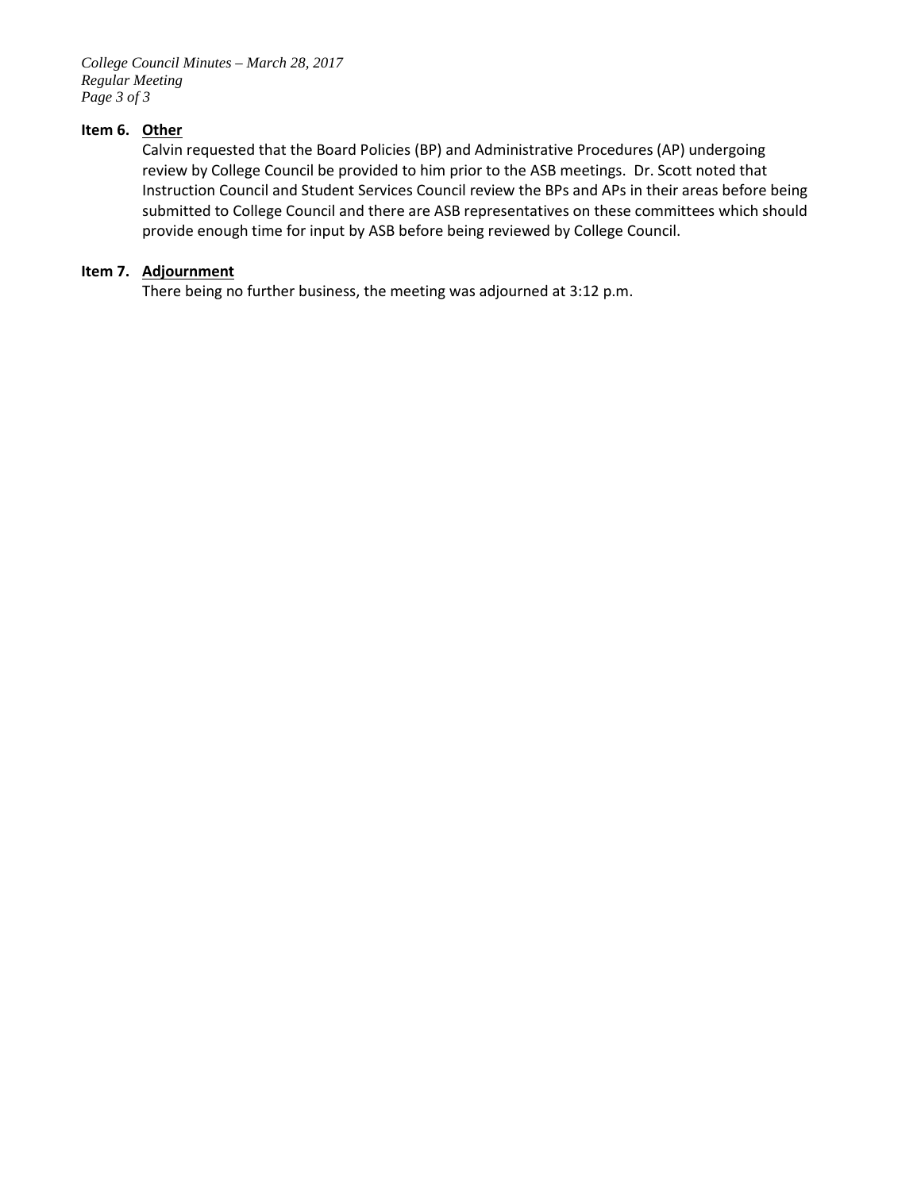**Item 6. Other**

Calvin requested that the Board Policies (BP) and Administrative Procedures (AP) undergoing review by College Council be provided to him prior to the ASB meetings. Dr. Scott noted that Instruction Council and Student Services Council review the BPs and APs in their areas before being submitted to College Council and there are ASB representatives on these committees which should provide enough time for input by ASB before being reviewed by College Council.

**Item 7. Adjournment**

There being no further business, the meeting was adjourned at 3:12 p.m.